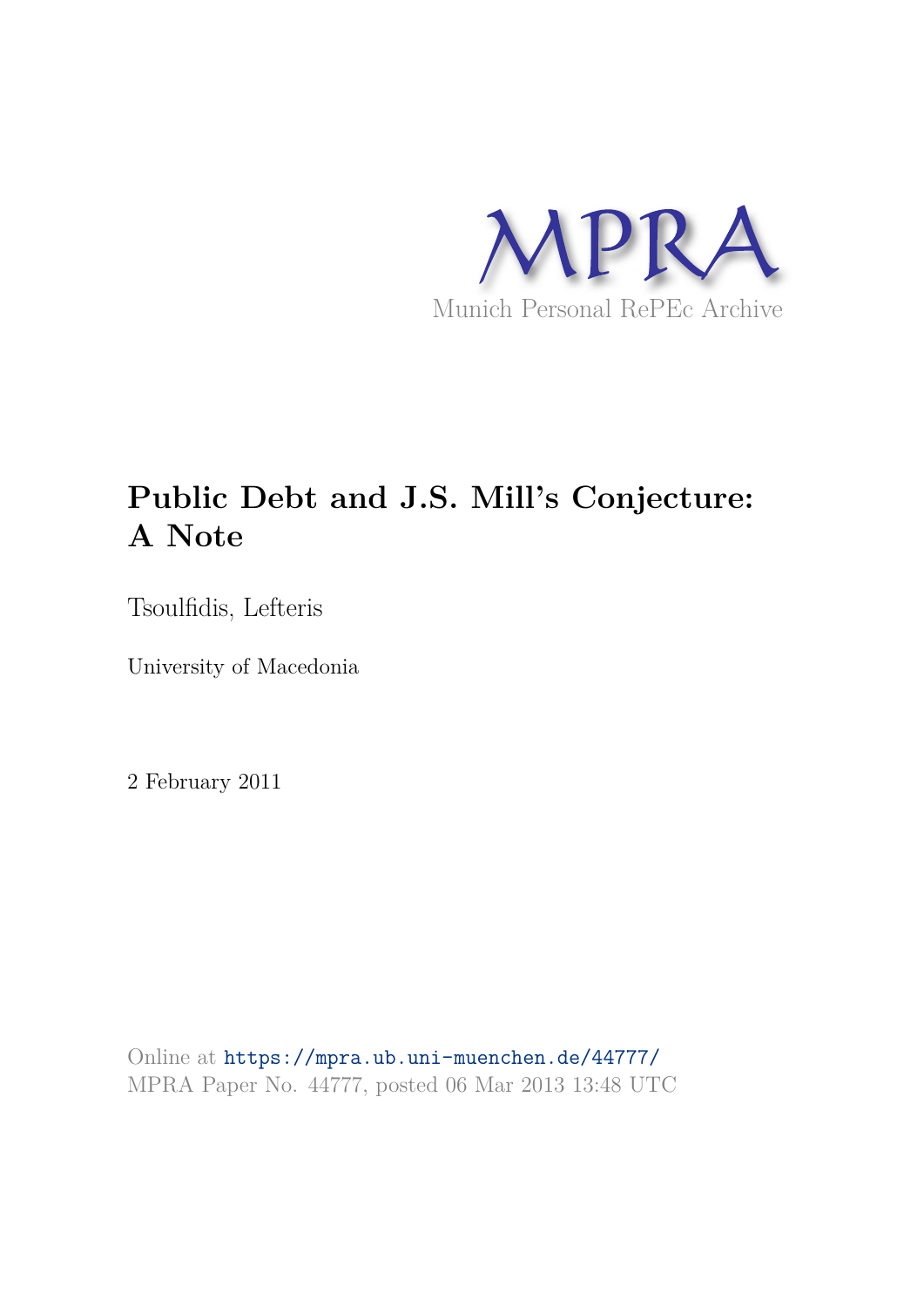MPRA

Munich Personal RePEc Archive

# Public Debt and J.S. Mill's Conjecture: A Note

Tsoulfidis, Lefteris

University of Macedonia

2 February 2011

Online at https://mpra.ub.uni-muenchen.de/44777/
MPRA Paper No. 44777, posted 06 Mar 2013 13:48 UTC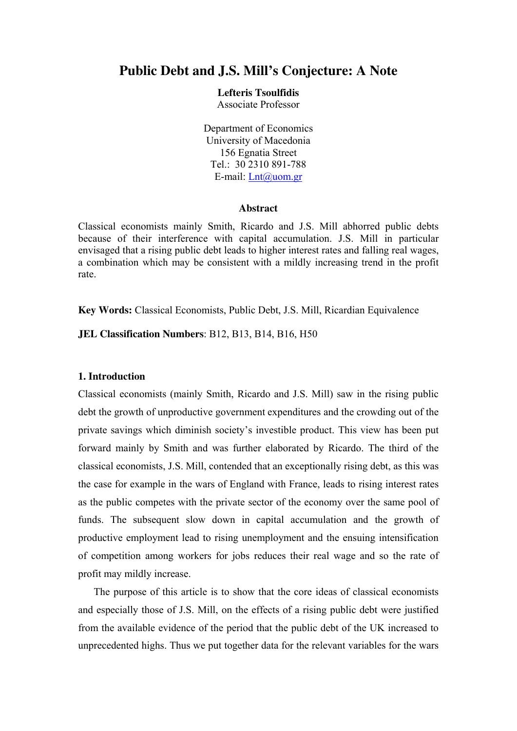# Public Debt and J.S. Mill's Conjecture: A Note

**Lefteris Tsoulfidis**
Associate Professor

Department of Economics
University of Macedonia
156 Egnatia Street
Tel.: 30 2310 891-788
E-mail: Lnt@uom.gr

### Abstract

Classical economists mainly Smith, Ricardo and J.S. Mill abhorred public debts because of their interference with capital accumulation. J.S. Mill in particular envisaged that a rising public debt leads to higher interest rates and falling real wages, a combination which may be consistent with a mildly increasing trend in the profit rate.

**Key Words:** Classical Economists, Public Debt, J.S. Mill, Ricardian Equivalence

**JEL Classification Numbers**: B12, B13, B14, B16, H50

## 1. Introduction

Classical economists (mainly Smith, Ricardo and J.S. Mill) saw in the rising public debt the growth of unproductive government expenditures and the crowding out of the private savings which diminish society's investible product. This view has been put forward mainly by Smith and was further elaborated by Ricardo. The third of the classical economists, J.S. Mill, contended that an exceptionally rising debt, as this was the case for example in the wars of England with France, leads to rising interest rates as the public competes with the private sector of the economy over the same pool of funds. The subsequent slow down in capital accumulation and the growth of productive employment lead to rising unemployment and the ensuing intensification of competition among workers for jobs reduces their real wage and so the rate of profit may mildly increase.

The purpose of this article is to show that the core ideas of classical economists and especially those of J.S. Mill, on the effects of a rising public debt were justified from the available evidence of the period that the public debt of the UK increased to unprecedented highs. Thus we put together data for the relevant variables for the wars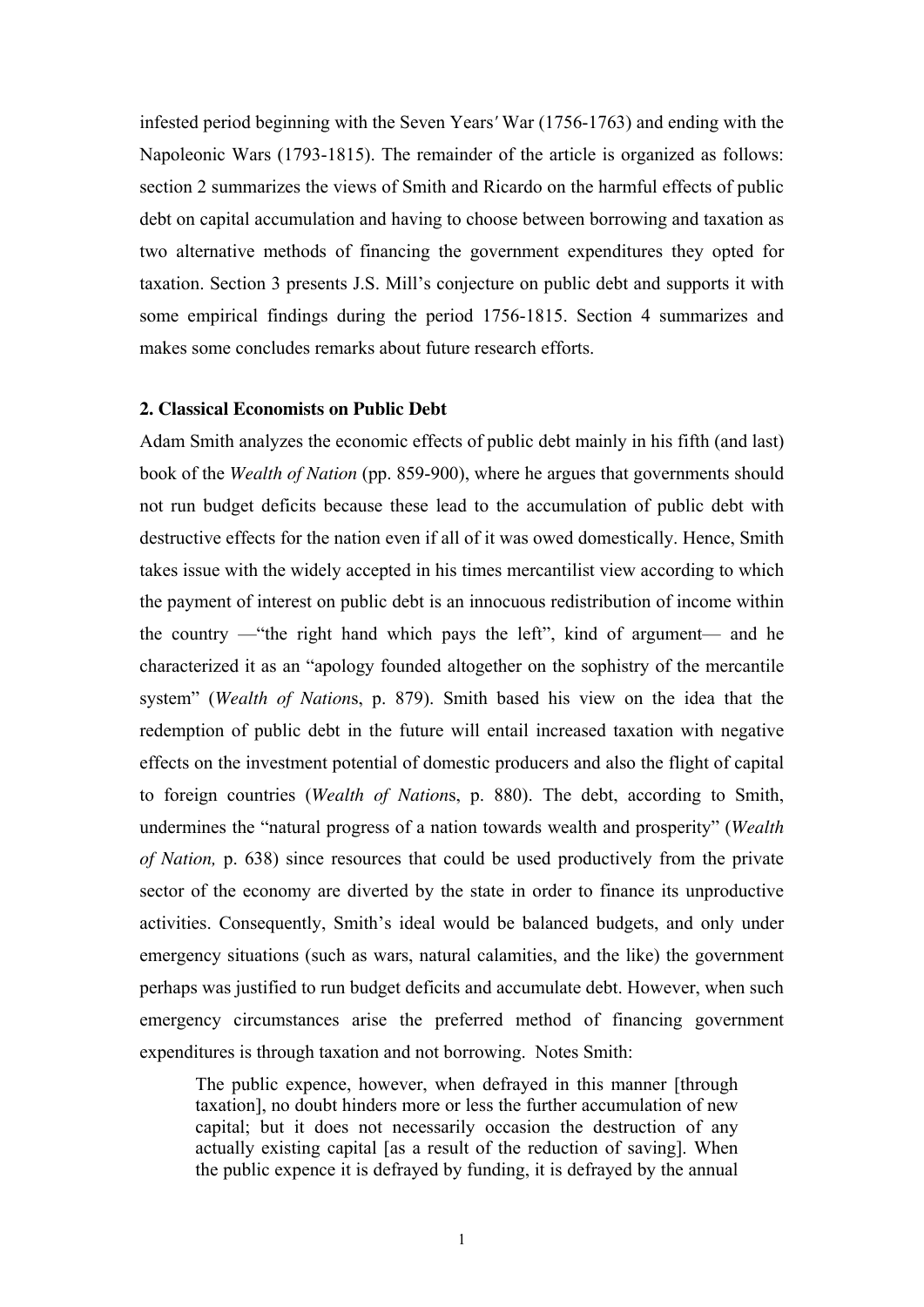infested period beginning with the Seven Years′ War (1756-1763) and ending with the Napoleonic Wars (1793-1815). The remainder of the article is organized as follows: section 2 summarizes the views of Smith and Ricardo on the harmful effects of public debt on capital accumulation and having to choose between borrowing and taxation as two alternative methods of financing the government expenditures they opted for taxation. Section 3 presents J.S. Mill's conjecture on public debt and supports it with some empirical findings during the period 1756-1815. Section 4 summarizes and makes some concludes remarks about future research efforts.

## 2. Classical Economists on Public Debt

Adam Smith analyzes the economic effects of public debt mainly in his fifth (and last) book of the *Wealth of Nation* (pp. 859-900), where he argues that governments should not run budget deficits because these lead to the accumulation of public debt with destructive effects for the nation even if all of it was owed domestically. Hence, Smith takes issue with the widely accepted in his times mercantilist view according to which the payment of interest on public debt is an innocuous redistribution of income within the country —"the right hand which pays the left", kind of argument— and he characterized it as an "apology founded altogether on the sophistry of the mercantile system" (*Wealth of Nation*s, p. 879). Smith based his view on the idea that the redemption of public debt in the future will entail increased taxation with negative effects on the investment potential of domestic producers and also the flight of capital to foreign countries (*Wealth of Nation*s, p. 880). The debt, according to Smith, undermines the "natural progress of a nation towards wealth and prosperity" (*Wealth of Nation,* p. 638) since resources that could be used productively from the private sector of the economy are diverted by the state in order to finance its unproductive activities. Consequently, Smith's ideal would be balanced budgets, and only under emergency situations (such as wars, natural calamities, and the like) the government perhaps was justified to run budget deficits and accumulate debt. However, when such emergency circumstances arise the preferred method of financing government expenditures is through taxation and not borrowing. Notes Smith:

> The public expence, however, when defrayed in this manner [through taxation], no doubt hinders more or less the further accumulation of new capital; but it does not necessarily occasion the destruction of any actually existing capital [as a result of the reduction of saving]. When the public expence it is defrayed by funding, it is defrayed by the annual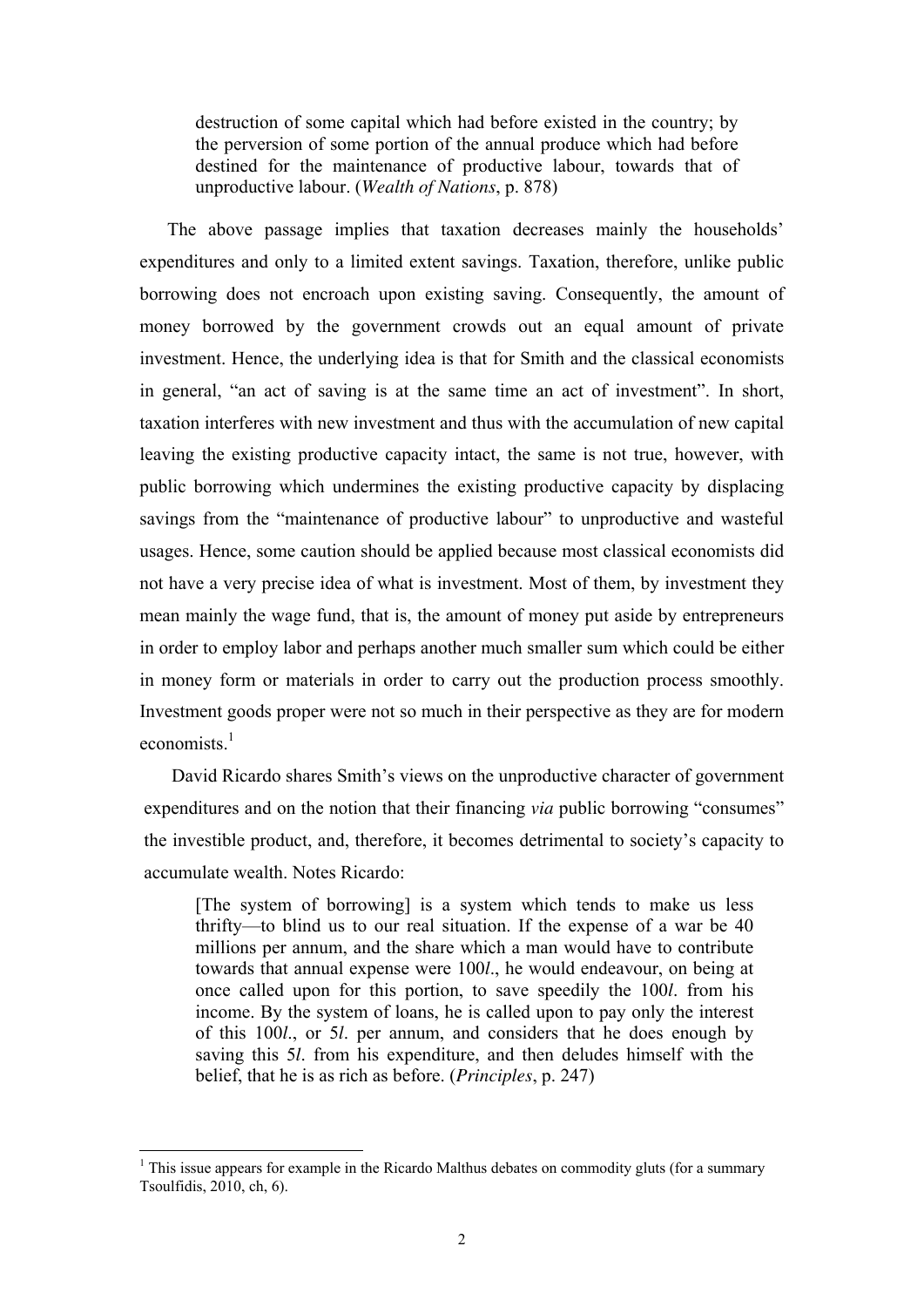> destruction of some capital which had before existed in the country; by the perversion of some portion of the annual produce which had before destined for the maintenance of productive labour, towards that of unproductive labour. (*Wealth of Nations*, p. 878)

The above passage implies that taxation decreases mainly the households' expenditures and only to a limited extent savings. Taxation, therefore, unlike public borrowing does not encroach upon existing saving. Consequently, the amount of money borrowed by the government crowds out an equal amount of private investment. Hence, the underlying idea is that for Smith and the classical economists in general, "an act of saving is at the same time an act of investment". In short, taxation interferes with new investment and thus with the accumulation of new capital leaving the existing productive capacity intact, the same is not true, however, with public borrowing which undermines the existing productive capacity by displacing savings from the "maintenance of productive labour" to unproductive and wasteful usages. Hence, some caution should be applied because most classical economists did not have a very precise idea of what is investment. Most of them, by investment they mean mainly the wage fund, that is, the amount of money put aside by entrepreneurs in order to employ labor and perhaps another much smaller sum which could be either in money form or materials in order to carry out the production process smoothly. Investment goods proper were not so much in their perspective as they are for modern economists.[1]

David Ricardo shares Smith's views on the unproductive character of government expenditures and on the notion that their financing *via* public borrowing "consumes" the investible product, and, therefore, it becomes detrimental to society's capacity to accumulate wealth. Notes Ricardo:

> [The system of borrowing] is a system which tends to make us less thrifty—to blind us to our real situation. If the expense of a war be 40 millions per annum, and the share which a man would have to contribute towards that annual expense were 100*l*., he would endeavour, on being at once called upon for this portion, to save speedily the 100*l*. from his income. By the system of loans, he is called upon to pay only the interest of this 100*l*., or 5*l*. per annum, and considers that he does enough by saving this 5*l*. from his expenditure, and then deludes himself with the belief, that he is as rich as before. (*Principles*, p. 247)

[1] This issue appears for example in the Ricardo Malthus debates on commodity gluts (for a summary Tsoulfidis, 2010, ch, 6).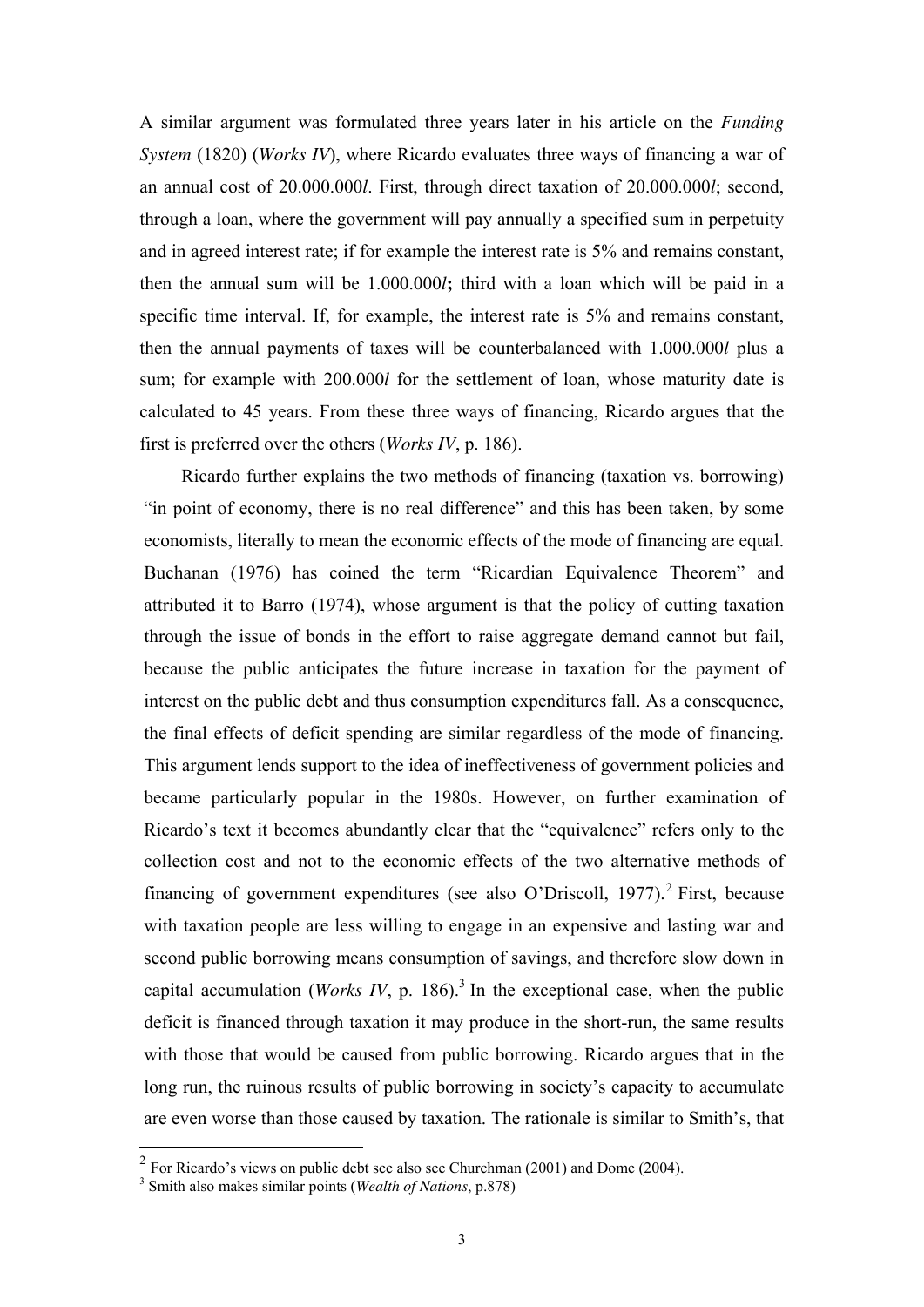A similar argument was formulated three years later in his article on the *Funding System* (1820) (*Works IV*), where Ricardo evaluates three ways of financing a war of an annual cost of 20.000.000*l*. First, through direct taxation of 20.000.000*l*; second, through a loan, where the government will pay annually a specified sum in perpetuity and in agreed interest rate; if for example the interest rate is 5% and remains constant, then the annual sum will be 1.000.000*l***;** third with a loan which will be paid in a specific time interval. If, for example, the interest rate is 5% and remains constant, then the annual payments of taxes will be counterbalanced with 1.000.000*l* plus a sum; for example with 200.000*l* for the settlement of loan, whose maturity date is calculated to 45 years. From these three ways of financing, Ricardo argues that the first is preferred over the others (*Works IV*, p. 186).

Ricardo further explains the two methods of financing (taxation vs. borrowing) "in point of economy, there is no real difference" and this has been taken, by some economists, literally to mean the economic effects of the mode of financing are equal. Buchanan (1976) has coined the term "Ricardian Equivalence Theorem" and attributed it to Barro (1974), whose argument is that the policy of cutting taxation through the issue of bonds in the effort to raise aggregate demand cannot but fail, because the public anticipates the future increase in taxation for the payment of interest on the public debt and thus consumption expenditures fall. As a consequence, the final effects of deficit spending are similar regardless of the mode of financing. This argument lends support to the idea of ineffectiveness of government policies and became particularly popular in the 1980s. However, on further examination of Ricardo's text it becomes abundantly clear that the "equivalence" refers only to the collection cost and not to the economic effects of the two alternative methods of financing of government expenditures (see also O'Driscoll, 1977).[2] First, because with taxation people are less willing to engage in an expensive and lasting war and second public borrowing means consumption of savings, and therefore slow down in capital accumulation (*Works IV*, p. 186).[3] In the exceptional case, when the public deficit is financed through taxation it may produce in the short-run, the same results with those that would be caused from public borrowing. Ricardo argues that in the long run, the ruinous results of public borrowing in society's capacity to accumulate are even worse than those caused by taxation. The rationale is similar to Smith's, that

---

[2] For Ricardo's views on public debt see also see Churchman (2001) and Dome (2004).

[3] Smith also makes similar points (*Wealth of Nations*, p.878)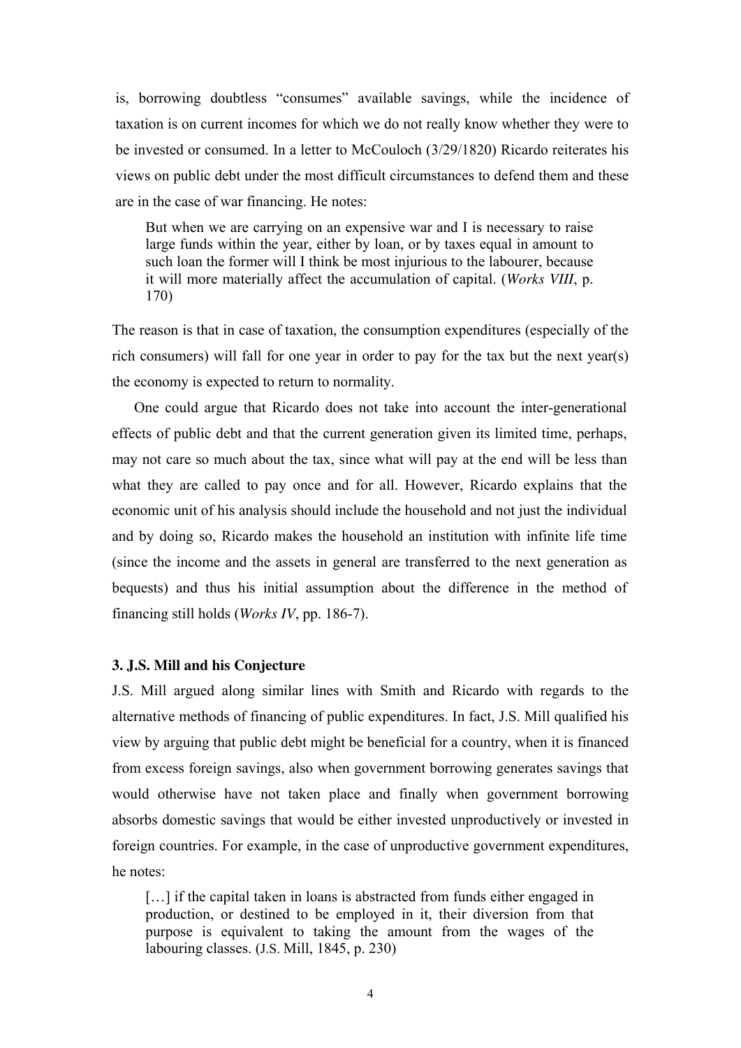is, borrowing doubtless "consumes" available savings, while the incidence of taxation is on current incomes for which we do not really know whether they were to be invested or consumed. In a letter to McCouloch (3/29/1820) Ricardo reiterates his views on public debt under the most difficult circumstances to defend them and these are in the case of war financing. He notes:

> But when we are carrying on an expensive war and I is necessary to raise large funds within the year, either by loan, or by taxes equal in amount to such loan the former will I think be most injurious to the labourer, because it will more materially affect the accumulation of capital. (*Works VIII*, p. 170)

The reason is that in case of taxation, the consumption expenditures (especially of the rich consumers) will fall for one year in order to pay for the tax but the next year(s) the economy is expected to return to normality.

One could argue that Ricardo does not take into account the inter-generational effects of public debt and that the current generation given its limited time, perhaps, may not care so much about the tax, since what will pay at the end will be less than what they are called to pay once and for all. However, Ricardo explains that the economic unit of his analysis should include the household and not just the individual and by doing so, Ricardo makes the household an institution with infinite life time (since the income and the assets in general are transferred to the next generation as bequests) and thus his initial assumption about the difference in the method of financing still holds (*Works IV*, pp. 186-7).

### 3. J.S. Mill and his Conjecture

J.S. Mill argued along similar lines with Smith and Ricardo with regards to the alternative methods of financing of public expenditures. In fact, J.S. Mill qualified his view by arguing that public debt might be beneficial for a country, when it is financed from excess foreign savings, also when government borrowing generates savings that would otherwise have not taken place and finally when government borrowing absorbs domestic savings that would be either invested unproductively or invested in foreign countries. For example, in the case of unproductive government expenditures, he notes:

> […] if the capital taken in loans is abstracted from funds either engaged in production, or destined to be employed in it, their diversion from that purpose is equivalent to taking the amount from the wages of the labouring classes. (J.S. Mill, 1845, p. 230)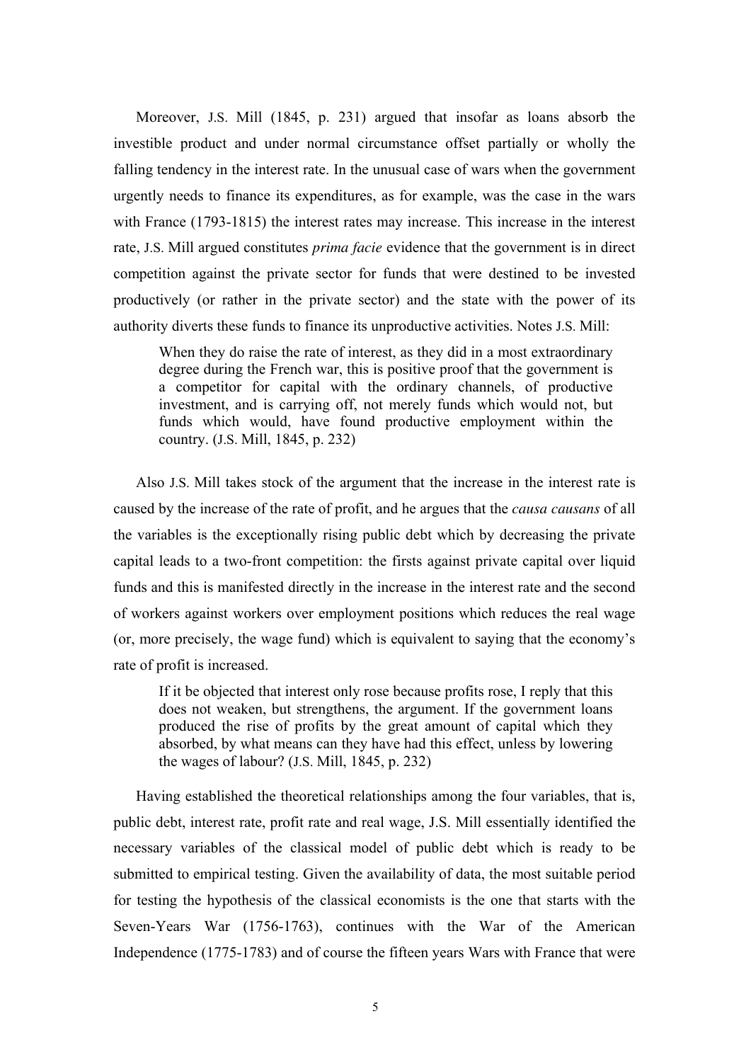Moreover, J.S. Mill (1845, p. 231) argued that insofar as loans absorb the investible product and under normal circumstance offset partially or wholly the falling tendency in the interest rate. In the unusual case of wars when the government urgently needs to finance its expenditures, as for example, was the case in the wars with France (1793-1815) the interest rates may increase. This increase in the interest rate, J.S. Mill argued constitutes *prima facie* evidence that the government is in direct competition against the private sector for funds that were destined to be invested productively (or rather in the private sector) and the state with the power of its authority diverts these funds to finance its unproductive activities. Notes J.S. Mill:

> When they do raise the rate of interest, as they did in a most extraordinary degree during the French war, this is positive proof that the government is a competitor for capital with the ordinary channels, of productive investment, and is carrying off, not merely funds which would not, but funds which would, have found productive employment within the country. (J.S. Mill, 1845, p. 232)

Also J.S. Mill takes stock of the argument that the increase in the interest rate is caused by the increase of the rate of profit, and he argues that the *causa causans* of all the variables is the exceptionally rising public debt which by decreasing the private capital leads to a two-front competition: the firsts against private capital over liquid funds and this is manifested directly in the increase in the interest rate and the second of workers against workers over employment positions which reduces the real wage (or, more precisely, the wage fund) which is equivalent to saying that the economy's rate of profit is increased.

> If it be objected that interest only rose because profits rose, I reply that this does not weaken, but strengthens, the argument. If the government loans produced the rise of profits by the great amount of capital which they absorbed, by what means can they have had this effect, unless by lowering the wages of labour? (J.S. Mill, 1845, p. 232)

Having established the theoretical relationships among the four variables, that is, public debt, interest rate, profit rate and real wage, J.S. Mill essentially identified the necessary variables of the classical model of public debt which is ready to be submitted to empirical testing. Given the availability of data, the most suitable period for testing the hypothesis of the classical economists is the one that starts with the Seven-Years War (1756-1763), continues with the War of the American Independence (1775-1783) and of course the fifteen years Wars with France that were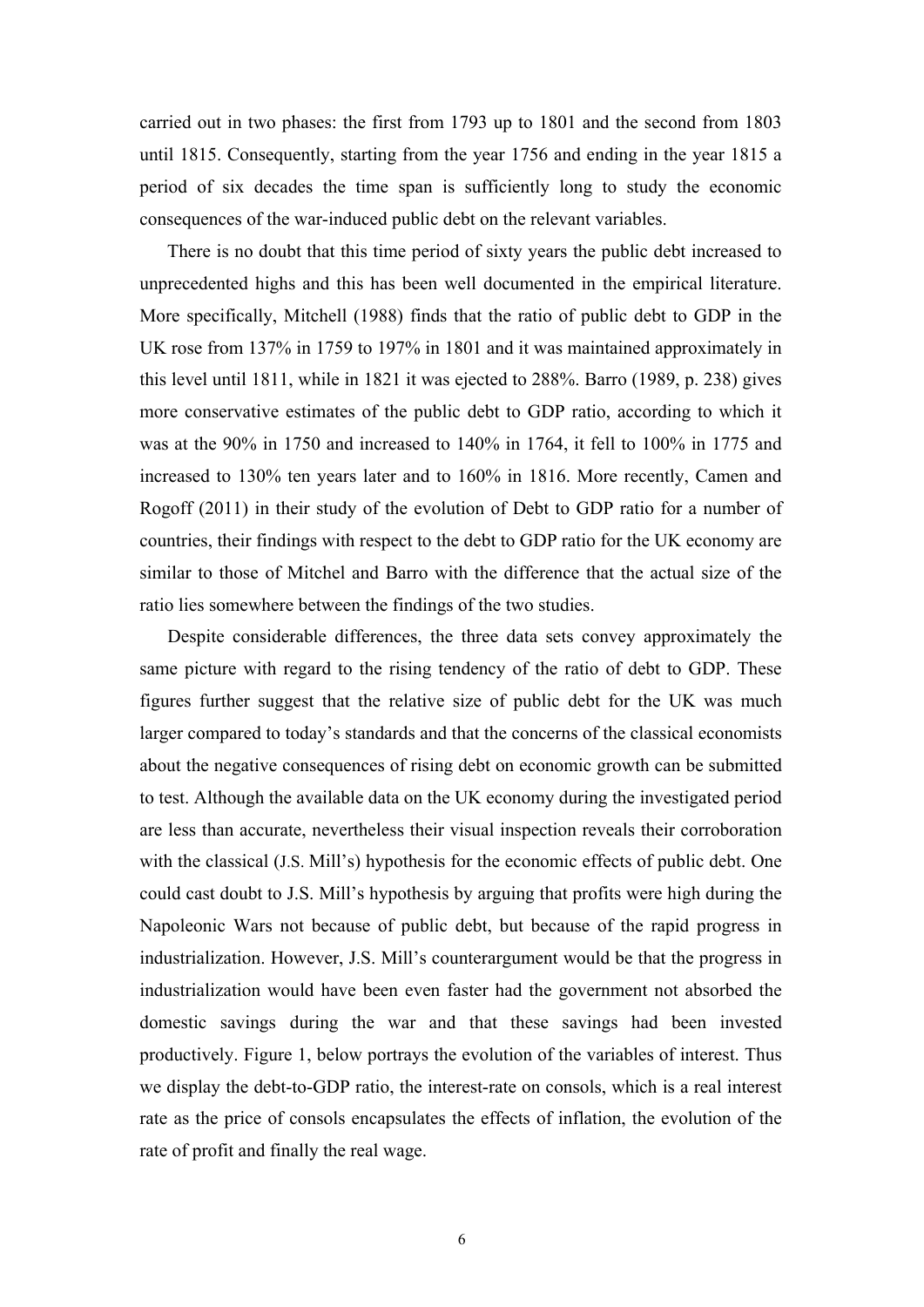carried out in two phases: the first from 1793 up to 1801 and the second from 1803 until 1815. Consequently, starting from the year 1756 and ending in the year 1815 a period of six decades the time span is sufficiently long to study the economic consequences of the war-induced public debt on the relevant variables.

There is no doubt that this time period of sixty years the public debt increased to unprecedented highs and this has been well documented in the empirical literature. More specifically, Mitchell (1988) finds that the ratio of public debt to GDP in the UK rose from 137% in 1759 to 197% in 1801 and it was maintained approximately in this level until 1811, while in 1821 it was ejected to 288%. Barro (1989, p. 238) gives more conservative estimates of the public debt to GDP ratio, according to which it was at the 90% in 1750 and increased to 140% in 1764, it fell to 100% in 1775 and increased to 130% ten years later and to 160% in 1816. More recently, Camen and Rogoff (2011) in their study of the evolution of Debt to GDP ratio for a number of countries, their findings with respect to the debt to GDP ratio for the UK economy are similar to those of Mitchel and Barro with the difference that the actual size of the ratio lies somewhere between the findings of the two studies.

Despite considerable differences, the three data sets convey approximately the same picture with regard to the rising tendency of the ratio of debt to GDP. These figures further suggest that the relative size of public debt for the UK was much larger compared to today's standards and that the concerns of the classical economists about the negative consequences of rising debt on economic growth can be submitted to test. Although the available data on the UK economy during the investigated period are less than accurate, nevertheless their visual inspection reveals their corroboration with the classical (J.S. Mill's) hypothesis for the economic effects of public debt. One could cast doubt to J.S. Mill's hypothesis by arguing that profits were high during the Napoleonic Wars not because of public debt, but because of the rapid progress in industrialization. However, J.S. Mill's counterargument would be that the progress in industrialization would have been even faster had the government not absorbed the domestic savings during the war and that these savings had been invested productively. Figure 1, below portrays the evolution of the variables of interest. Thus we display the debt-to-GDP ratio, the interest-rate on consols, which is a real interest rate as the price of consols encapsulates the effects of inflation, the evolution of the rate of profit and finally the real wage.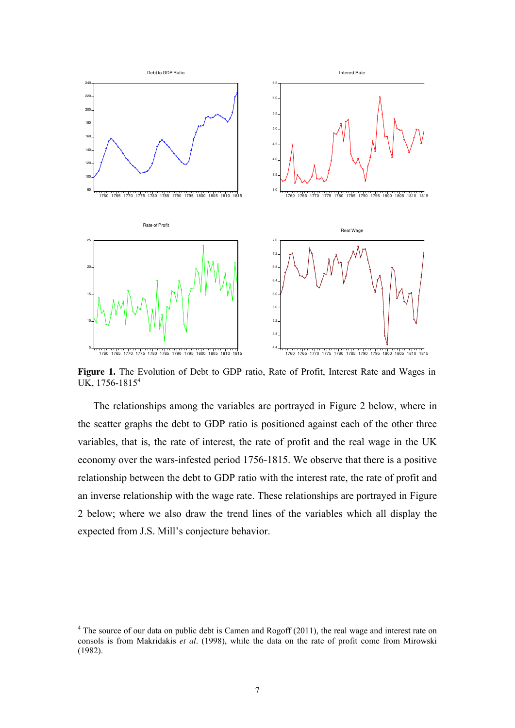**Figure 1.** The Evolution of Debt to GDP ratio, Rate of Profit, Interest Rate and Wages in UK, 1756-1815[4]

The relationships among the variables are portrayed in Figure 2 below, where in the scatter graphs the debt to GDP ratio is positioned against each of the other three variables, that is, the rate of interest, the rate of profit and the real wage in the UK economy over the wars-infested period 1756-1815. We observe that there is a positive relationship between the debt to GDP ratio with the interest rate, the rate of profit and an inverse relationship with the wage rate. These relationships are portrayed in Figure 2 below; where we also draw the trend lines of the variables which all display the expected from J.S. Mill's conjecture behavior.

[4] The source of our data on public debt is Camen and Rogoff (2011), the real wage and interest rate on consols is from Makridakis *et al*. (1998), while the data on the rate of profit come from Mirowski (1982).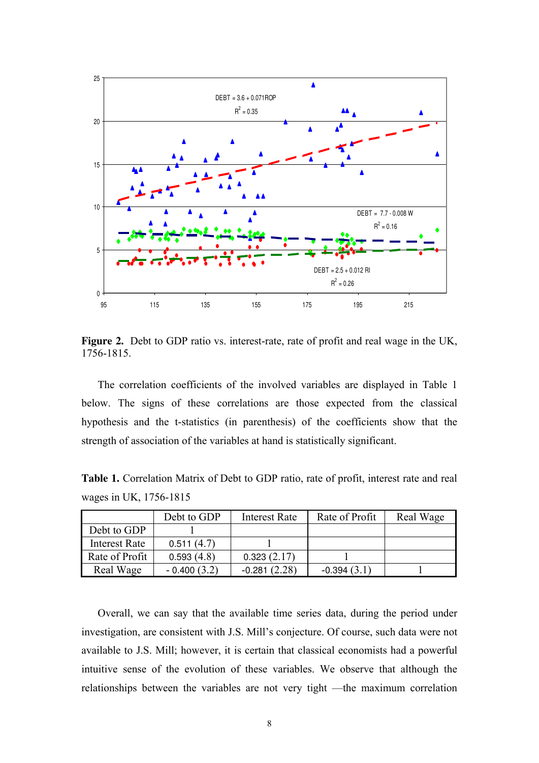**Figure 2.** Debt to GDP ratio vs. interest-rate, rate of profit and real wage in the UK, 1756-1815.

The correlation coefficients of the involved variables are displayed in Table 1 below. The signs of these correlations are those expected from the classical hypothesis and the t-statistics (in parenthesis) of the coefficients show that the strength of association of the variables at hand is statistically significant.

**Table 1.** Correlation Matrix of Debt to GDP ratio, rate of profit, interest rate and real wages in UK, 1756-1815

| | Debt to GDP | Interest Rate | Rate of Profit | Real Wage |
|---|---|---|---|---|
| Debt to GDP | 1 | | | |
| Interest Rate | 0.511 (4.7) | 1 | | |
| Rate of Profit | 0.593 (4.8) | 0.323 (2.17) | 1 | |
| Real Wage | - 0.400 (3.2) | -0.281 (2.28) | -0.394 (3.1) | 1 |

Overall, we can say that the available time series data, during the period under investigation, are consistent with J.S. Mill's conjecture. Of course, such data were not available to J.S. Mill; however, it is certain that classical economists had a powerful intuitive sense of the evolution of these variables. We observe that although the relationships between the variables are not very tight —the maximum correlation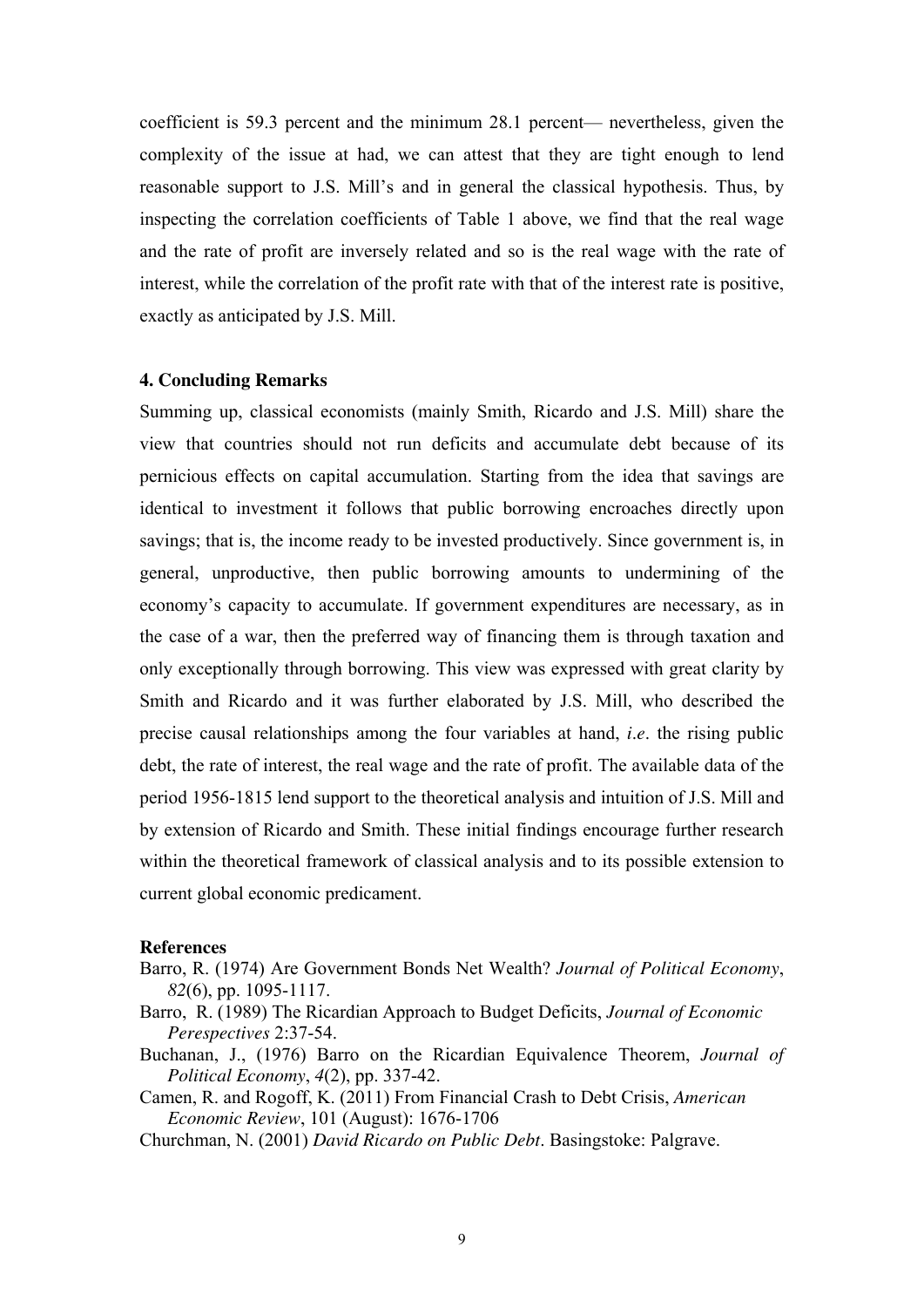coefficient is 59.3 percent and the minimum 28.1 percent— nevertheless, given the complexity of the issue at had, we can attest that they are tight enough to lend reasonable support to J.S. Mill's and in general the classical hypothesis. Thus, by inspecting the correlation coefficients of Table 1 above, we find that the real wage and the rate of profit are inversely related and so is the real wage with the rate of interest, while the correlation of the profit rate with that of the interest rate is positive, exactly as anticipated by J.S. Mill.

#### 4. Concluding Remarks

Summing up, classical economists (mainly Smith, Ricardo and J.S. Mill) share the view that countries should not run deficits and accumulate debt because of its pernicious effects on capital accumulation. Starting from the idea that savings are identical to investment it follows that public borrowing encroaches directly upon savings; that is, the income ready to be invested productively. Since government is, in general, unproductive, then public borrowing amounts to undermining of the economy's capacity to accumulate. If government expenditures are necessary, as in the case of a war, then the preferred way of financing them is through taxation and only exceptionally through borrowing. This view was expressed with great clarity by Smith and Ricardo and it was further elaborated by J.S. Mill, who described the precise causal relationships among the four variables at hand, *i.e*. the rising public debt, the rate of interest, the real wage and the rate of profit. The available data of the period 1956-1815 lend support to the theoretical analysis and intuition of J.S. Mill and by extension of Ricardo and Smith. These initial findings encourage further research within the theoretical framework of classical analysis and to its possible extension to current global economic predicament.

#### References

Barro, R. (1974) Are Government Bonds Net Wealth? *Journal of Political Economy*, *82*(6), pp. 1095-1117.

Barro, R. (1989) The Ricardian Approach to Budget Deficits, *Journal of Economic Perespectives* 2:37-54.

Buchanan, J., (1976) Barro on the Ricardian Equivalence Theorem, *Journal of Political Economy*, *4*(2), pp. 337-42.

Camen, R. and Rogoff, K. (2011) From Financial Crash to Debt Crisis, *American Economic Review*, 101 (August): 1676-1706

Churchman, N. (2001) *David Ricardo on Public Debt*. Basingstoke: Palgrave.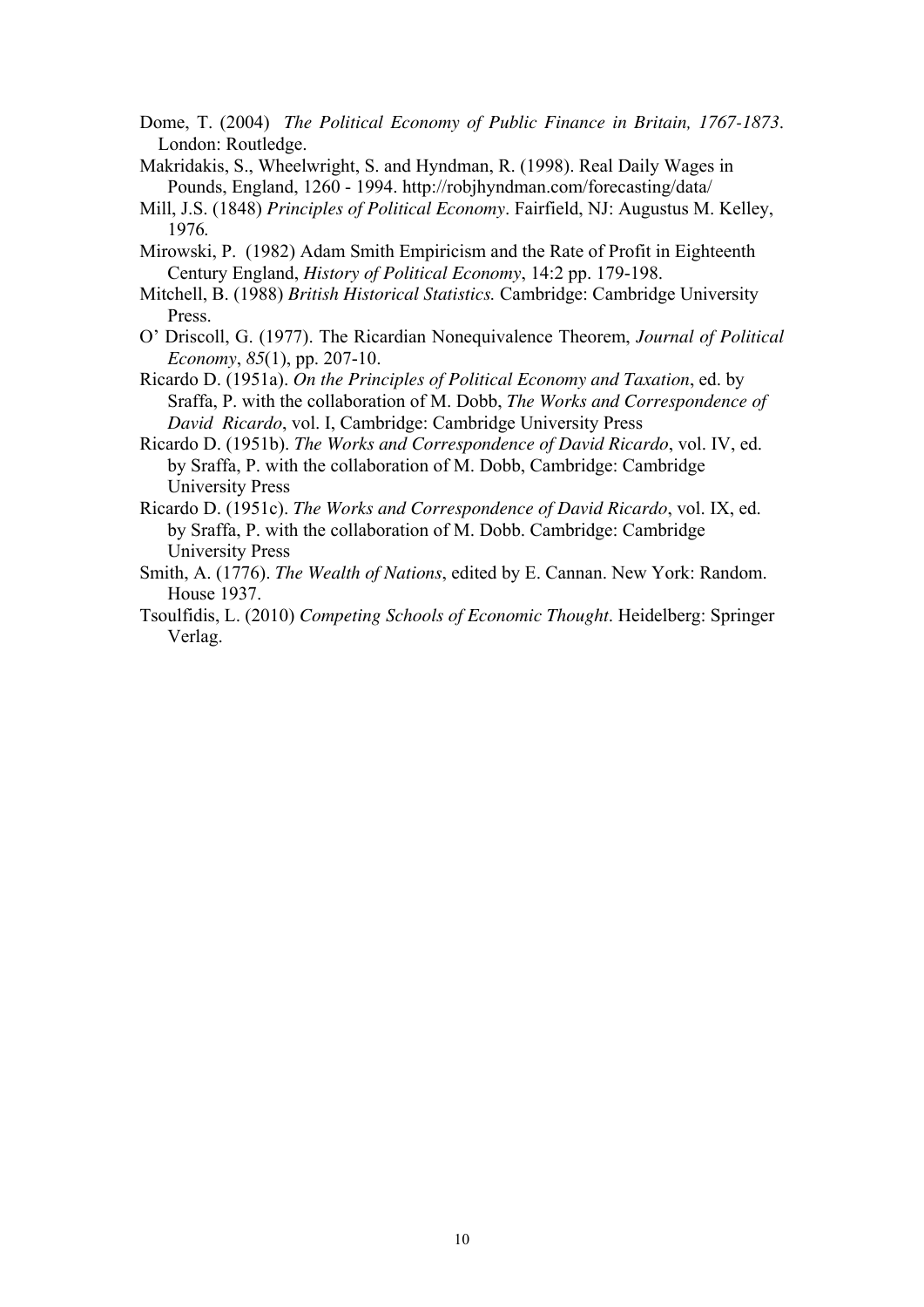Dome, T. (2004) *The Political Economy of Public Finance in Britain, 1767-1873*. London: Routledge.

Makridakis, S., Wheelwright, S. and Hyndman, R. (1998). Real Daily Wages in Pounds, England, 1260 - 1994. http://robjhyndman.com/forecasting/data/

Mill, J.S. (1848) *Principles of Political Economy*. Fairfield, NJ: Augustus M. Kelley, 1976.

Mirowski, P. (1982) Adam Smith Empiricism and the Rate of Profit in Eighteenth Century England, *History of Political Economy*, 14:2 pp. 179-198.

Mitchell, B. (1988) *British Historical Statistics.* Cambridge: Cambridge University Press.

O' Driscoll, G. (1977). The Ricardian Nonequivalence Theorem, *Journal of Political Economy*, *85*(1), pp. 207-10.

Ricardo D. (1951a). *On the Principles of Political Economy and Taxation*, ed. by Sraffa, P. with the collaboration of M. Dobb, *The Works and Correspondence of David Ricardo*, vol. I, Cambridge: Cambridge University Press

Ricardo D. (1951b). *The Works and Correspondence of David Ricardo*, vol. IV, ed. by Sraffa, P. with the collaboration of M. Dobb, Cambridge: Cambridge University Press

Ricardo D. (1951c). *The Works and Correspondence of David Ricardo*, vol. IX, ed. by Sraffa, P. with the collaboration of M. Dobb. Cambridge: Cambridge University Press

Smith, A. (1776). *The Wealth of Nations*, edited by E. Cannan. New York: Random. House 1937.

Tsoulfidis, L. (2010) *Competing Schools of Economic Thought*. Heidelberg: Springer Verlag.